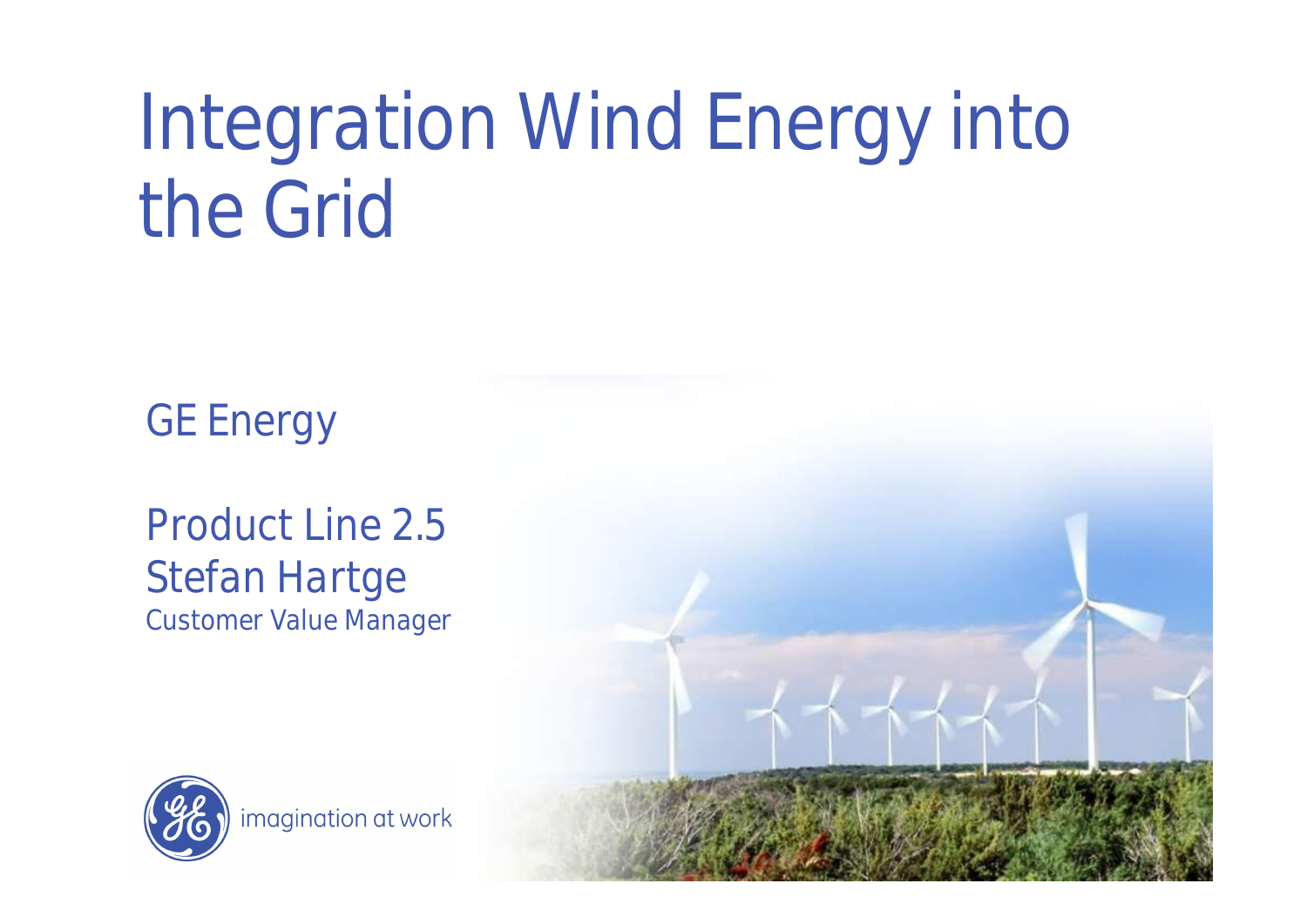# Integration Wind Energy into the Grid

GE Energy

Product Line 2.5
Stefan Hartge
Customer Value Manager

imagination at work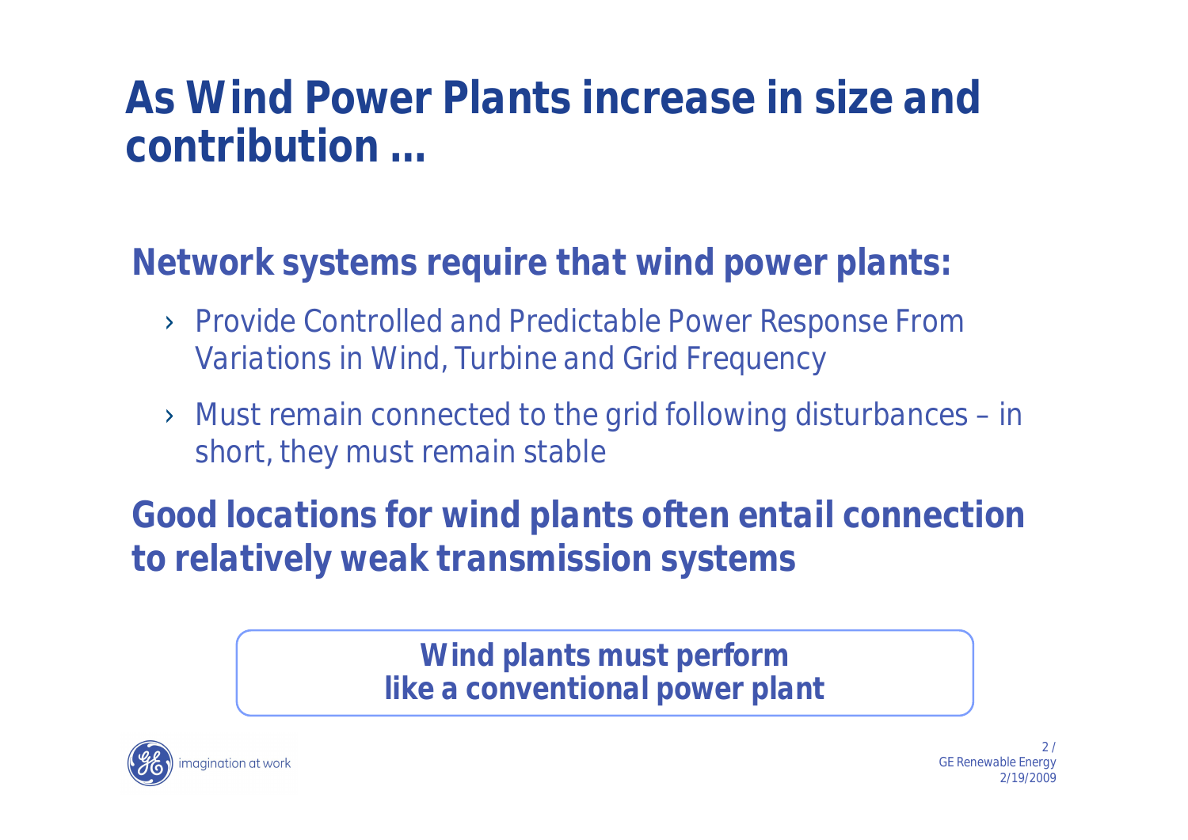# As Wind Power Plants increase in size and contribution …

## Network systems require that wind power plants:

- Provide Controlled and Predictable Power Response From Variations in Wind, Turbine and Grid Frequency
- Must remain connected to the grid following disturbances – in short, they must remain stable

## Good locations for wind plants often entail connection to relatively weak transmission systems

**Wind plants must perform like a conventional power plant**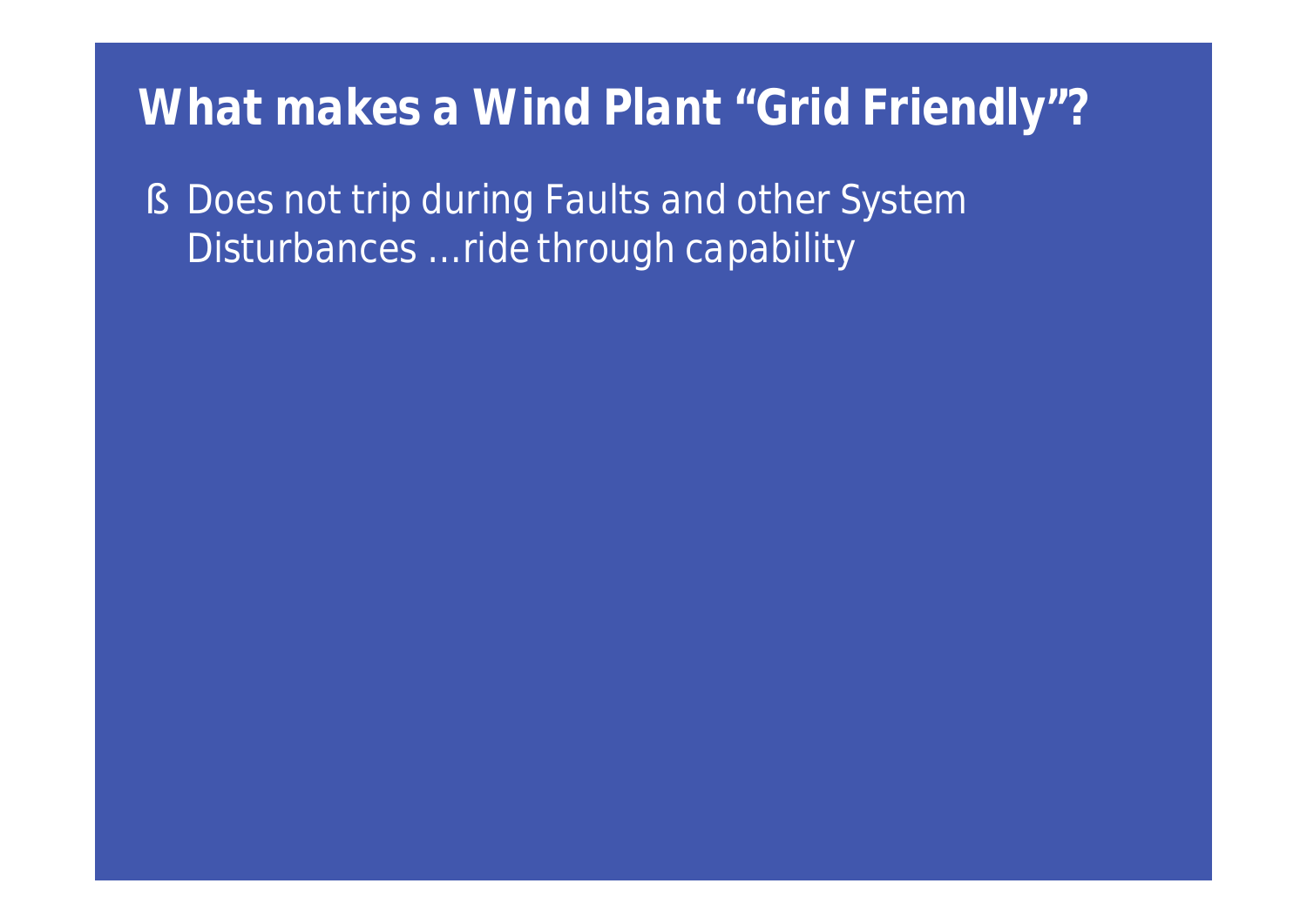# What makes a Wind Plant "Grid Friendly"?

- Does not trip during Faults and other System Disturbances …ride through capability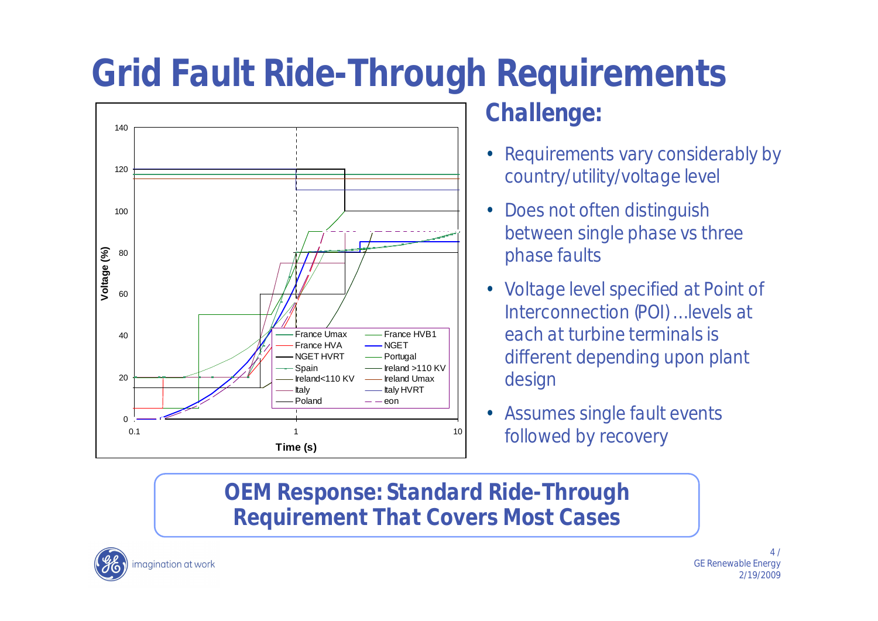# Grid Fault Ride-Through Requirements

## Challenge:

- Requirements vary considerably by country/utility/voltage level
- Does not often distinguish between single phase vs three phase faults
- Voltage level specified at Point of Interconnection (POI)…levels at each at turbine terminals is different depending upon plant design
- Assumes single fault events followed by recovery

**OEM Response: Standard Ride-Through Requirement That Covers Most Cases**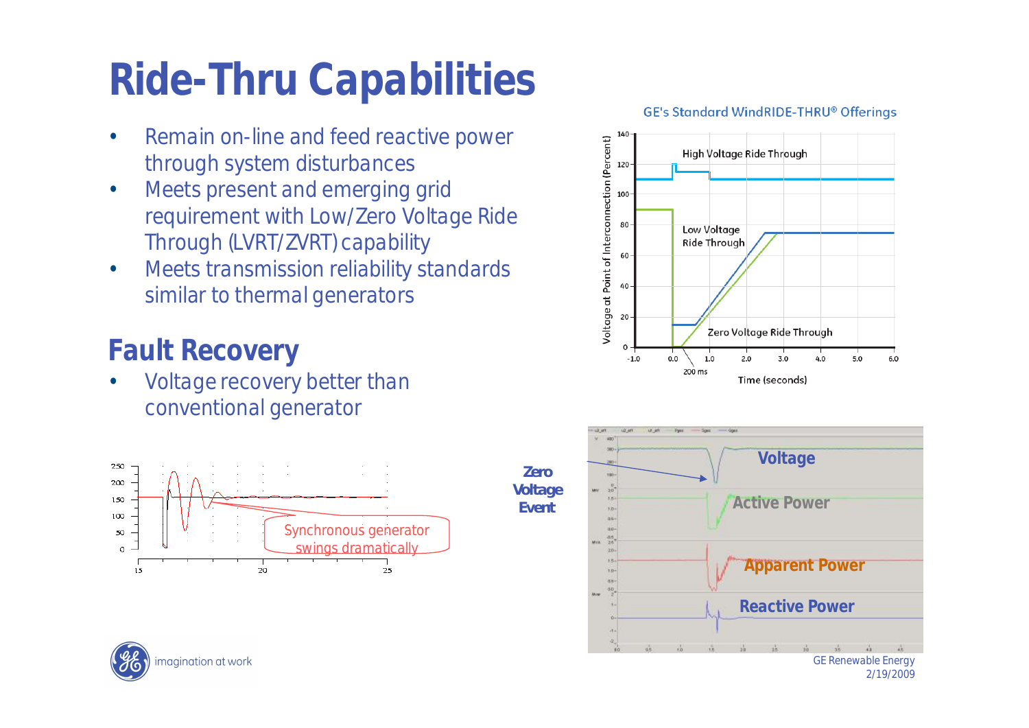# Ride-Thru Capabilities

- Remain on-line and feed reactive power through system disturbances
- Meets present and emerging grid requirement with Low/Zero Voltage Ride Through (LVRT/ZVRT) capability
- Meets transmission reliability standards similar to thermal generators

## Fault Recovery

- Voltage recovery better than conventional generator

GE's Standard WindRIDE-THRU® Offerings

Synchronous generator swings dramatically

**Zero Voltage Event**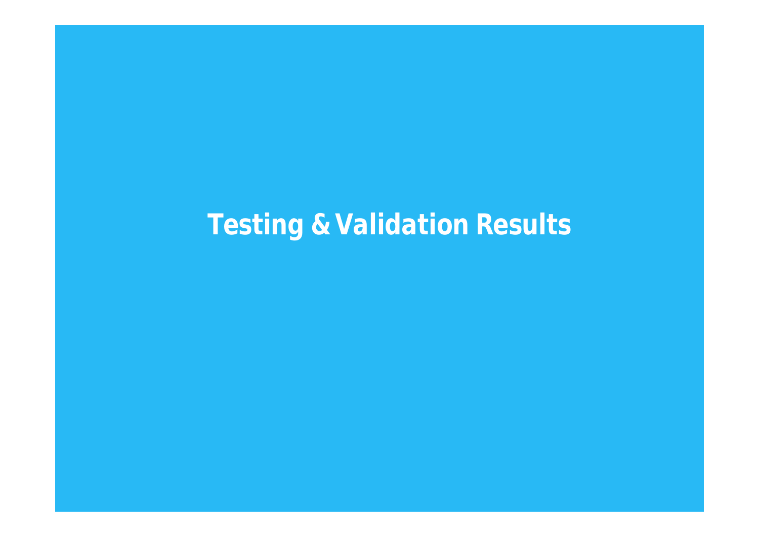# Testing & Validation Results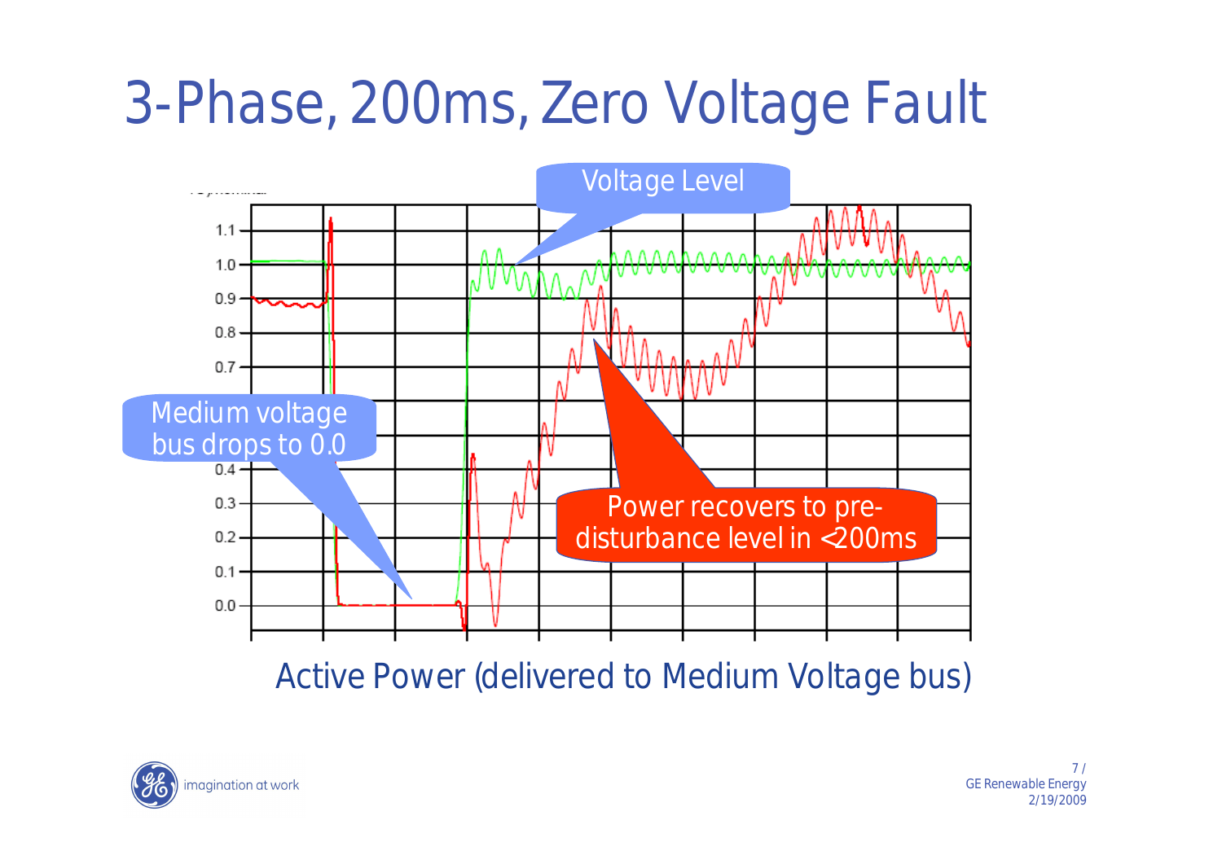# 3-Phase, 200ms, Zero Voltage Fault

Voltage Level

Medium voltage bus drops to 0.0

Power recovers to pre-disturbance level in <200ms

Active Power (delivered to Medium Voltage bus)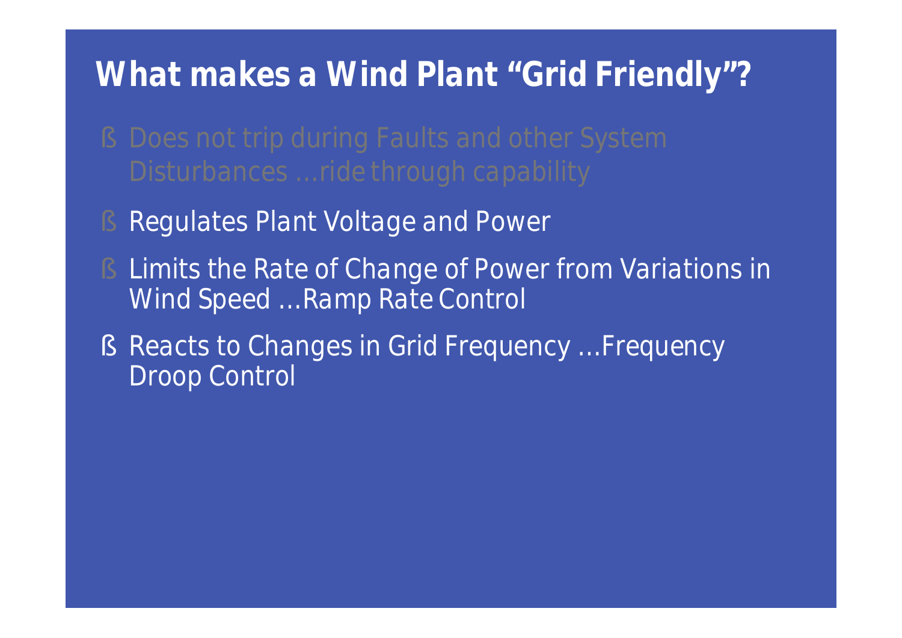# What makes a Wind Plant "Grid Friendly"?

- Does not trip during Faults and other System Disturbances …ride through capability
- Regulates Plant Voltage and Power
- Limits the Rate of Change of Power from Variations in Wind Speed …Ramp Rate Control
- Reacts to Changes in Grid Frequency …Frequency Droop Control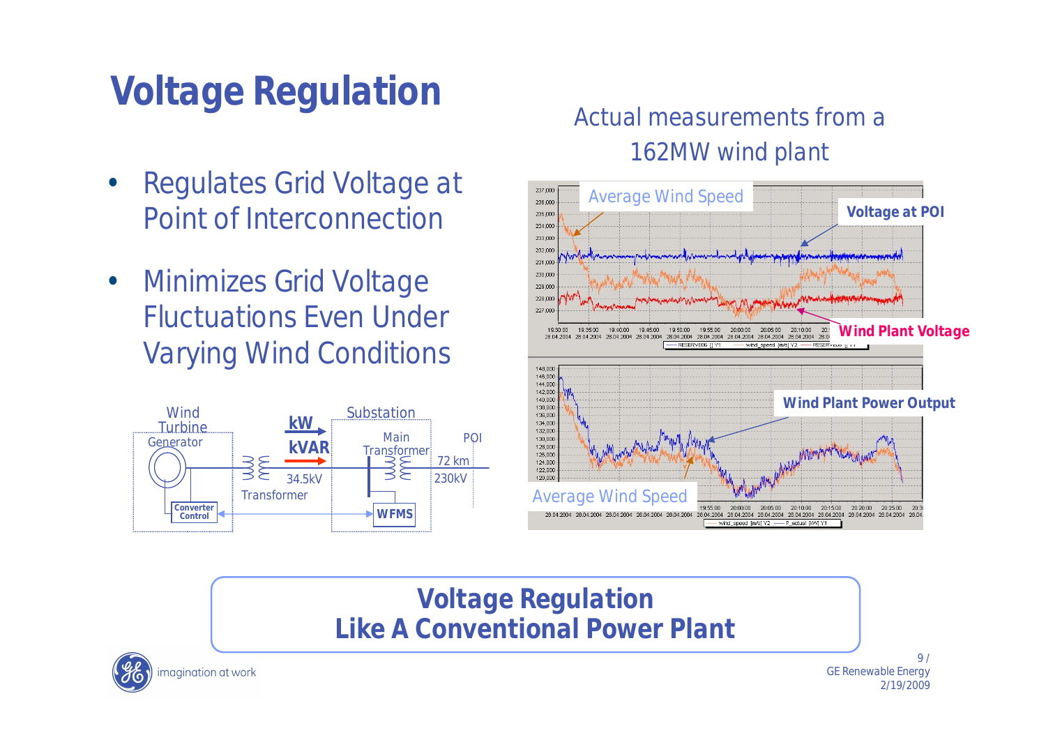# Voltage Regulation

- Regulates Grid Voltage at Point of Interconnection
- Minimizes Grid Voltage Fluctuations Even Under Varying Wind Conditions

Wind Turbine Generator — Converter Control — Transformer 34.5kV — kW / kVAR — Substation: Main Transformer, WFMS — 72 km — 230kV — POI

Actual measurements from a 162MW wind plant

Average Wind Speed — Voltage at POI — Wind Plant Voltage

Wind Plant Power Output — Average Wind Speed

**Voltage Regulation**
**Like A Conventional Power Plant**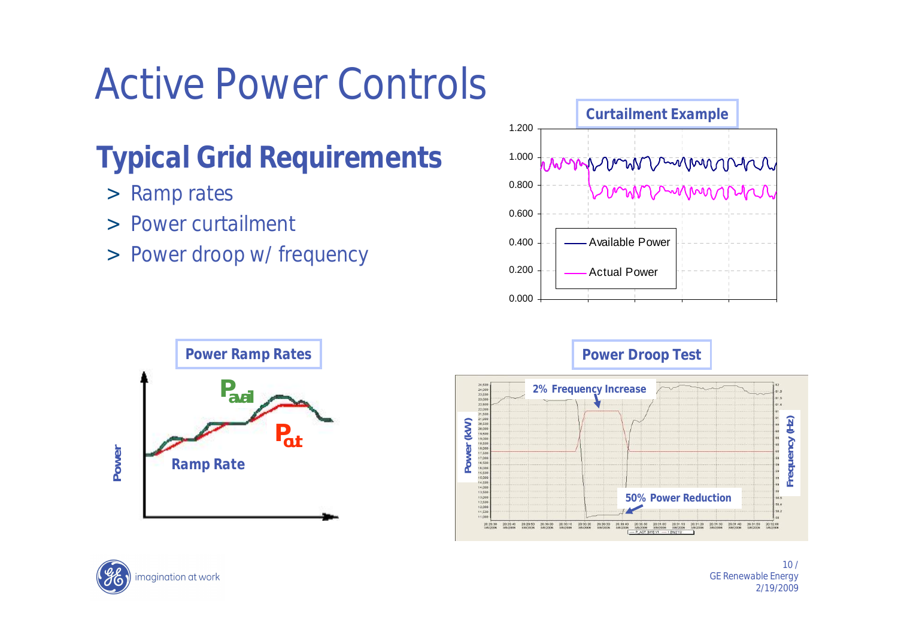# Active Power Controls

## Typical Grid Requirements

- Ramp rates
- Power curtailment
- Power droop w/ frequency

**Curtailment Example**

Available Power

Actual Power

**Power Ramp Rates**

$P_{avail}$

$P_{act}$

Ramp Rate

Power

**Power Droop Test**

2% Frequency Increase

50% Power Reduction

Power (kW)

Frequency (Hz)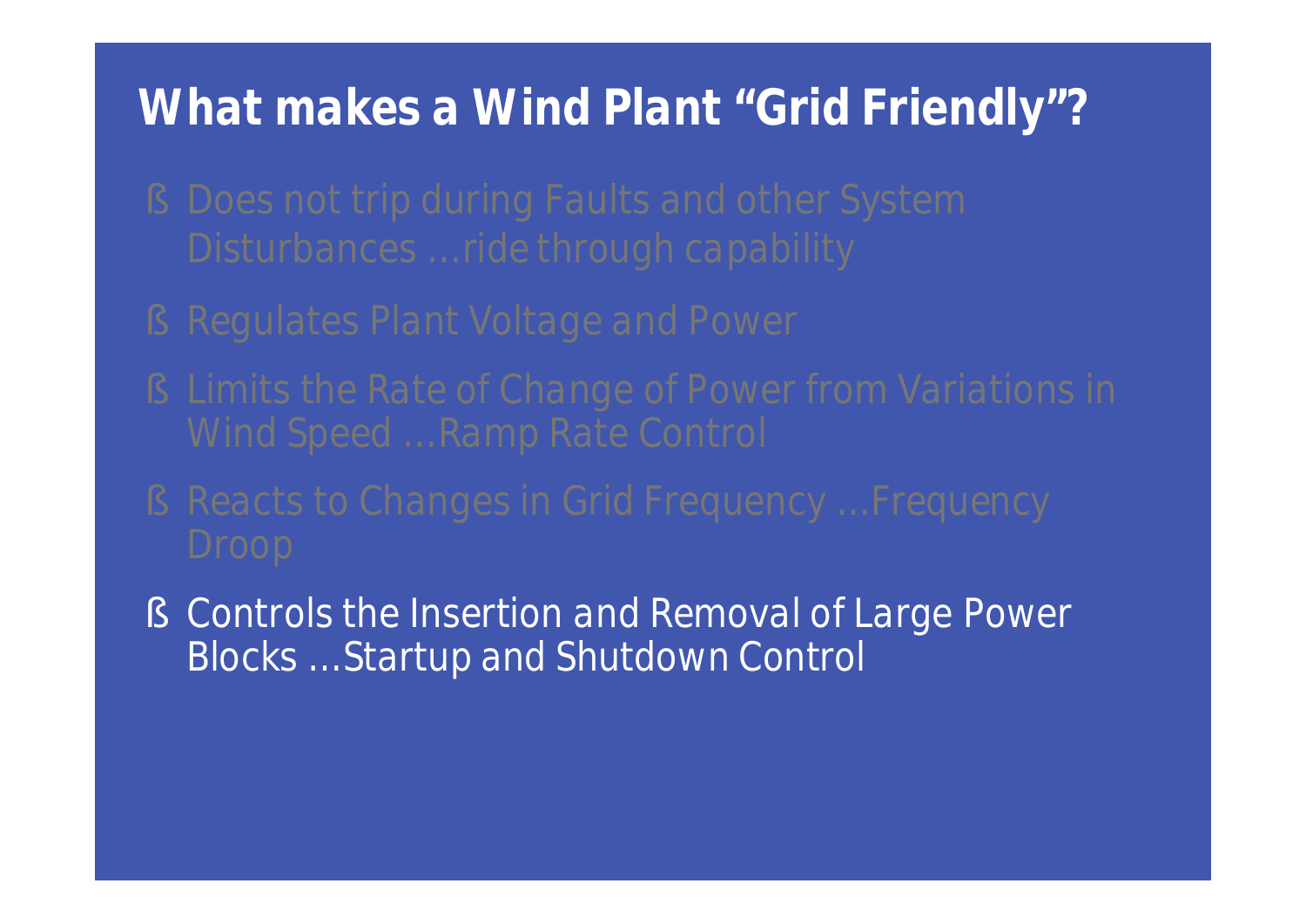# What makes a Wind Plant "Grid Friendly"?

- Does not trip during Faults and other System Disturbances …ride through capability
- Regulates Plant Voltage and Power
- Limits the Rate of Change of Power from Variations in Wind Speed …Ramp Rate Control
- Reacts to Changes in Grid Frequency …Frequency Droop
- Controls the Insertion and Removal of Large Power Blocks …Startup and Shutdown Control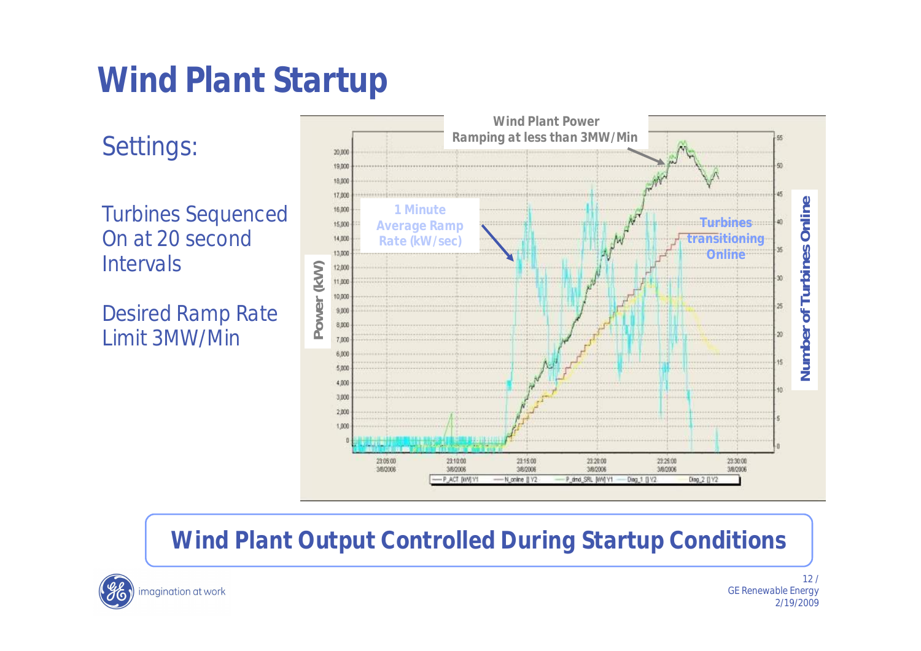# Wind Plant Startup

Settings:

Turbines Sequenced On at 20 second Intervals

Desired Ramp Rate Limit 3MW/Min

Wind Plant Power Ramping at less than 3MW/Min

1 Minute Average Ramp Rate (kW/sec)

Turbines transitioning Online

Power (kW)

Number of Turbines Online

**Wind Plant Output Controlled During Startup Conditions**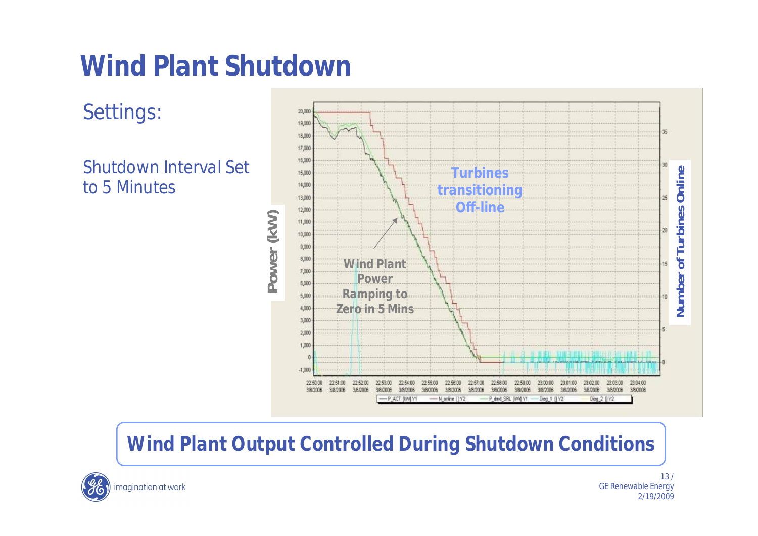# Wind Plant Shutdown

## Settings:

Shutdown Interval Set to 5 Minutes

**Wind Plant Output Controlled During Shutdown Conditions**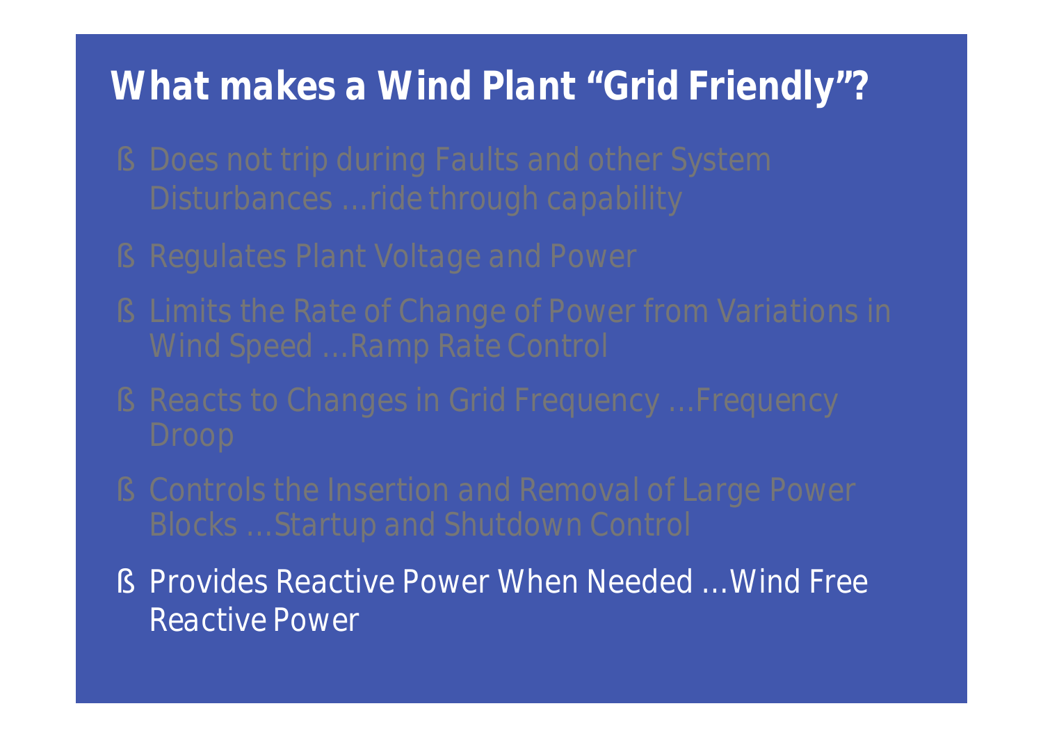# What makes a Wind Plant "Grid Friendly"?

- Does not trip during Faults and other System Disturbances …ride through capability
- Regulates Plant Voltage and Power
- Limits the Rate of Change of Power from Variations in Wind Speed …Ramp Rate Control
- Reacts to Changes in Grid Frequency …Frequency Droop
- Controls the Insertion and Removal of Large Power Blocks …Startup and Shutdown Control
- Provides Reactive Power When Needed …Wind Free Reactive Power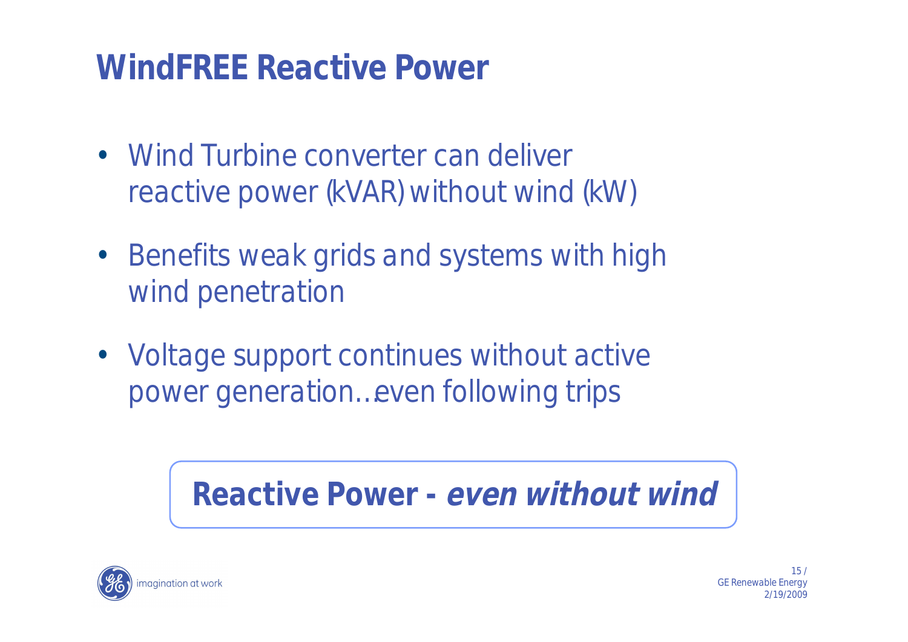# WindFREE Reactive Power

- Wind Turbine converter can deliver reactive power (kVAR) without wind (kW)
- Benefits weak grids and systems with high wind penetration
- Voltage support continues without active power generation…even following trips

**Reactive Power - *even without wind***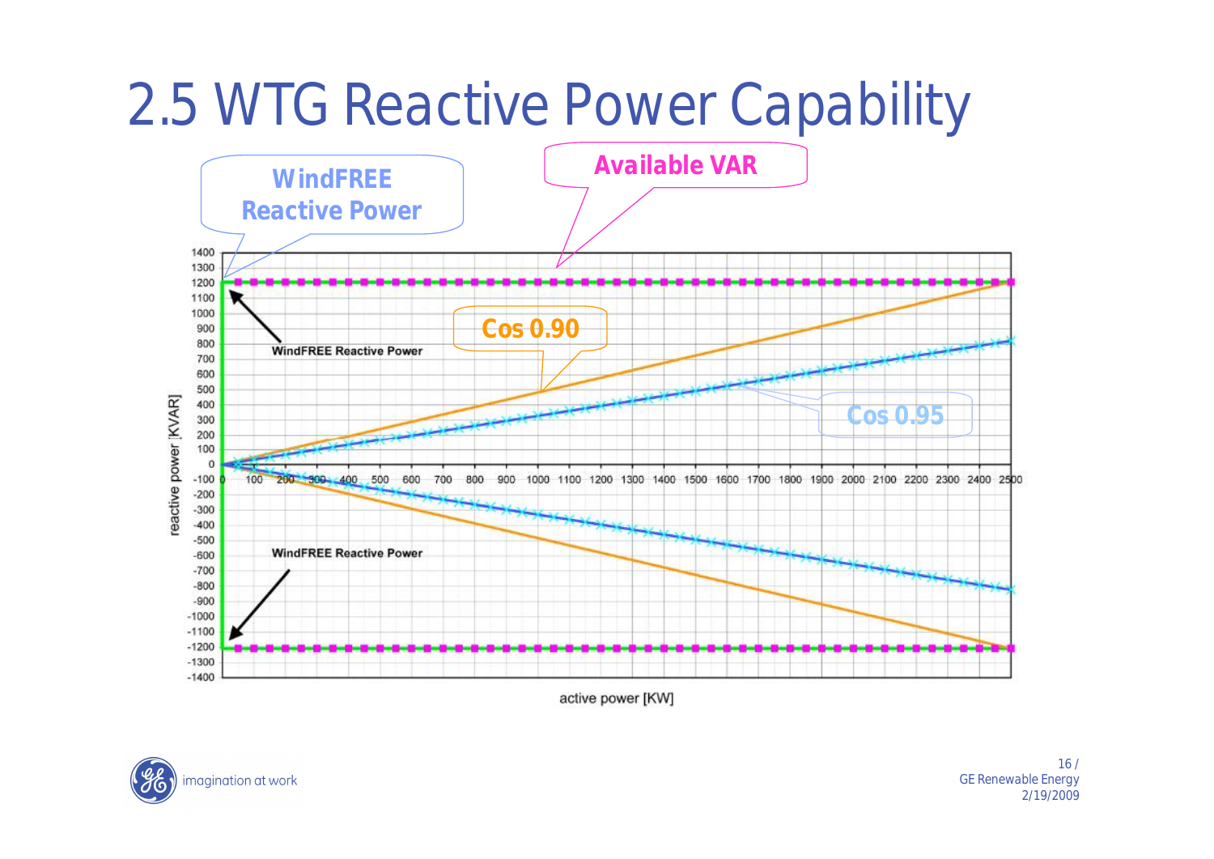# 2.5 WTG Reactive Power Capability

WindFREE Reactive Power

Available VAR

Cos 0.90

Cos 0.95

WindFREE Reactive Power

WindFREE Reactive Power

reactive power [KVAR]

active power [KW]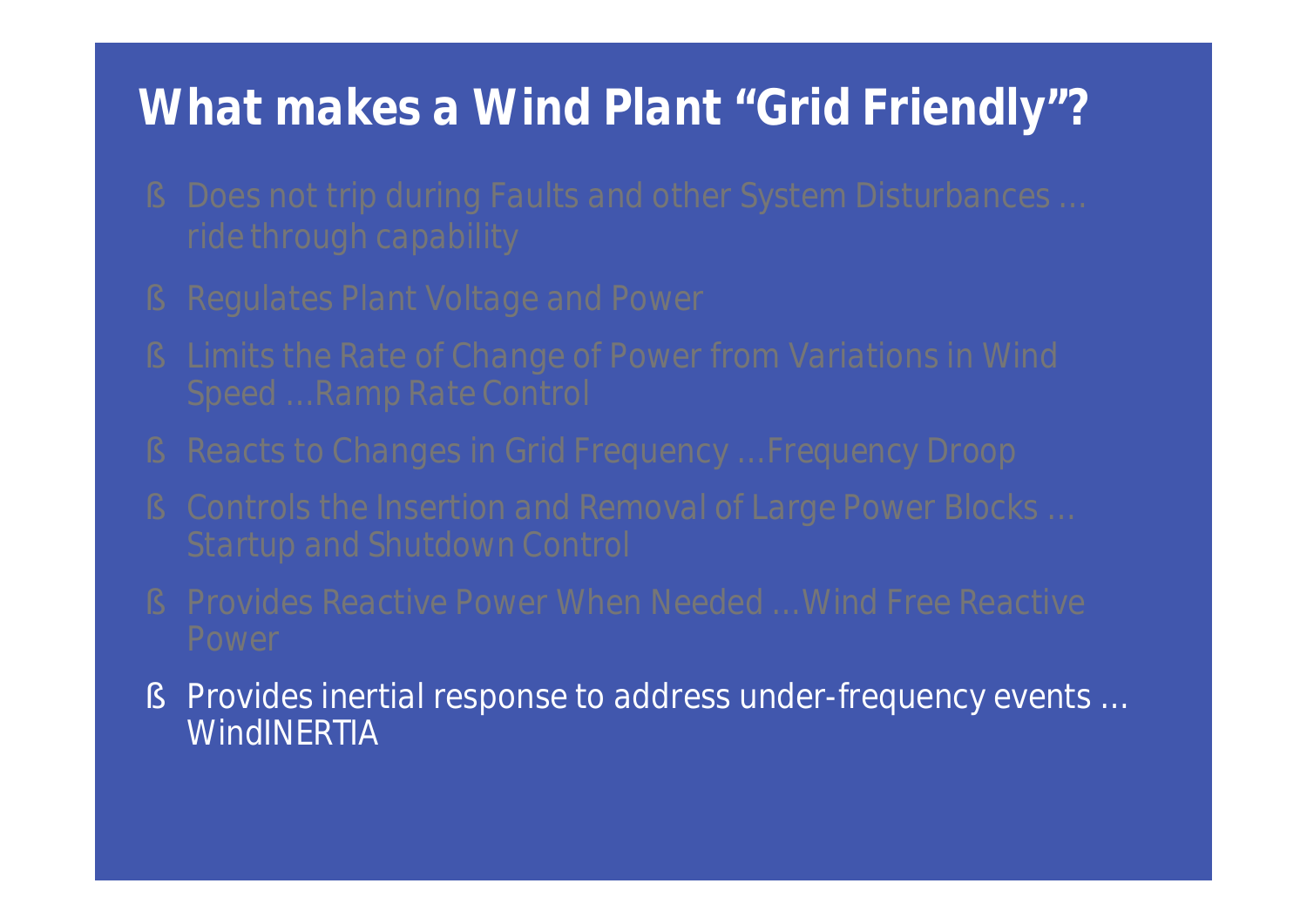# What makes a Wind Plant "Grid Friendly"?

- Does not trip during Faults and other System Disturbances … ride through capability
- Regulates Plant Voltage and Power
- Limits the Rate of Change of Power from Variations in Wind Speed …Ramp Rate Control
- Reacts to Changes in Grid Frequency …Frequency Droop
- Controls the Insertion and Removal of Large Power Blocks … Startup and Shutdown Control
- Provides Reactive Power When Needed …Wind Free Reactive Power
- Provides inertial response to address under-frequency events … WindINERTIA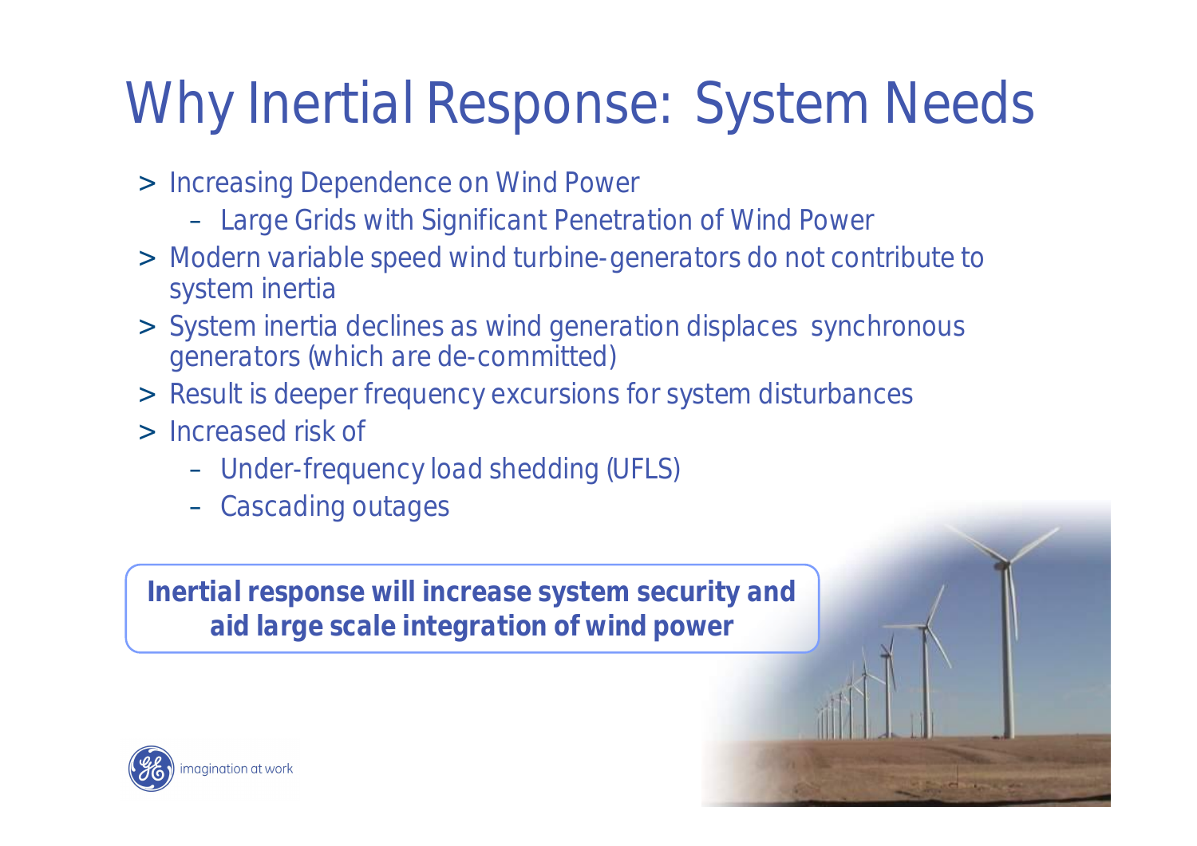# Why Inertial Response: System Needs

- Increasing Dependence on Wind Power
  - Large Grids with Significant Penetration of Wind Power
- Modern variable speed wind turbine-generators do not contribute to system inertia
- System inertia declines as wind generation displaces synchronous generators (which are de-committed)
- Result is deeper frequency excursions for system disturbances
- Increased risk of
  - Under-frequency load shedding (UFLS)
  - Cascading outages

**Inertial response will increase system security and aid large scale integration of wind power**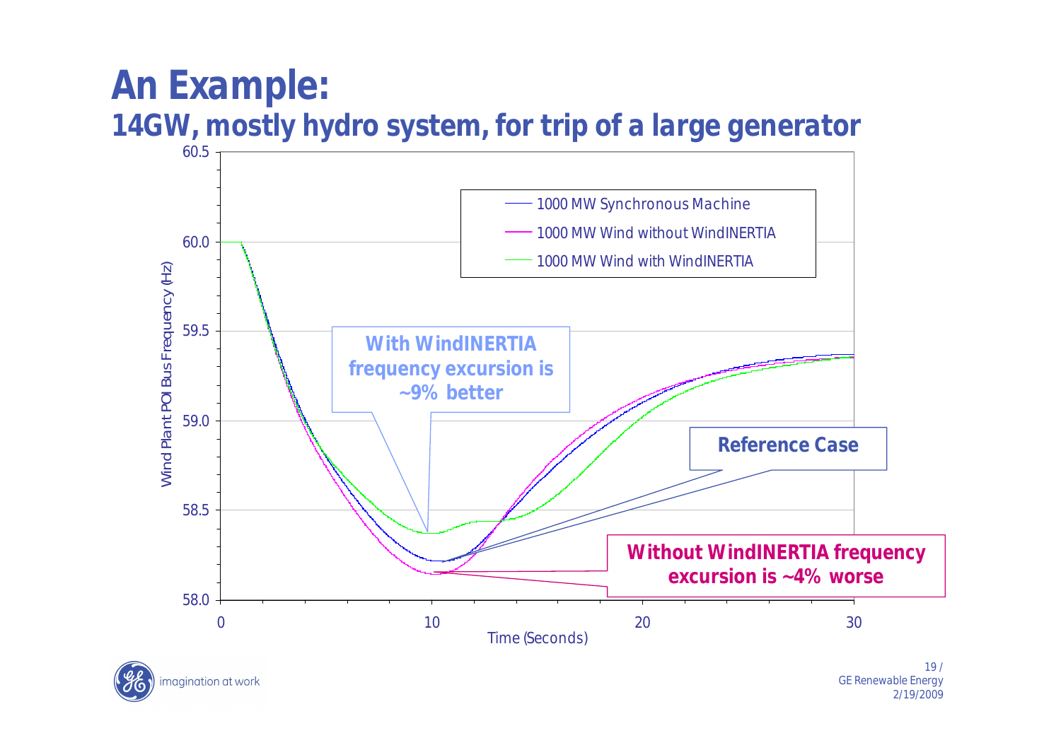# An Example:

## 14GW, mostly hydro system, for trip of a large generator

Wind Plant POI Bus Frequency (Hz) vs. Time (Seconds)

- 1000 MW Synchronous Machine
- 1000 MW Wind without WindINERTIA
- 1000 MW Wind with WindINERTIA

**With WindINERTIA frequency excursion is ~9% better**

**Reference Case**

**Without WindINERTIA frequency excursion is ~4% worse**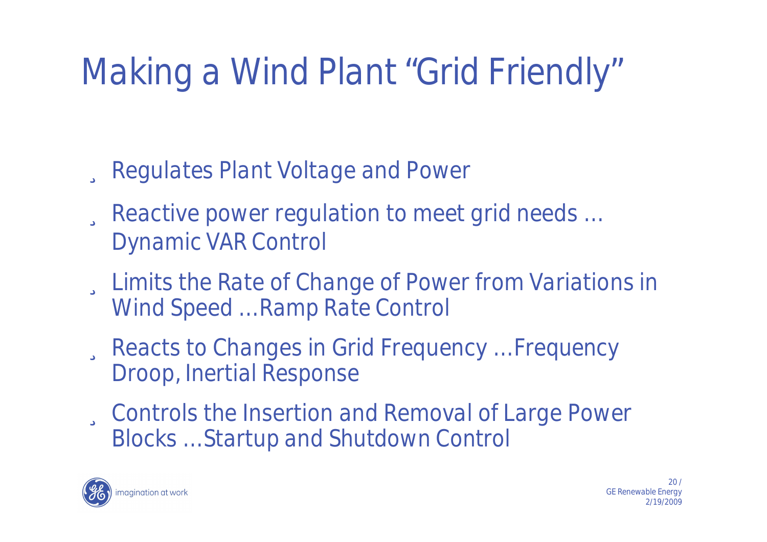# Making a Wind Plant "Grid Friendly"

- Regulates Plant Voltage and Power
- Reactive power regulation to meet grid needs … Dynamic VAR Control
- Limits the Rate of Change of Power from Variations in Wind Speed …Ramp Rate Control
- Reacts to Changes in Grid Frequency …Frequency Droop, Inertial Response
- Controls the Insertion and Removal of Large Power Blocks …Startup and Shutdown Control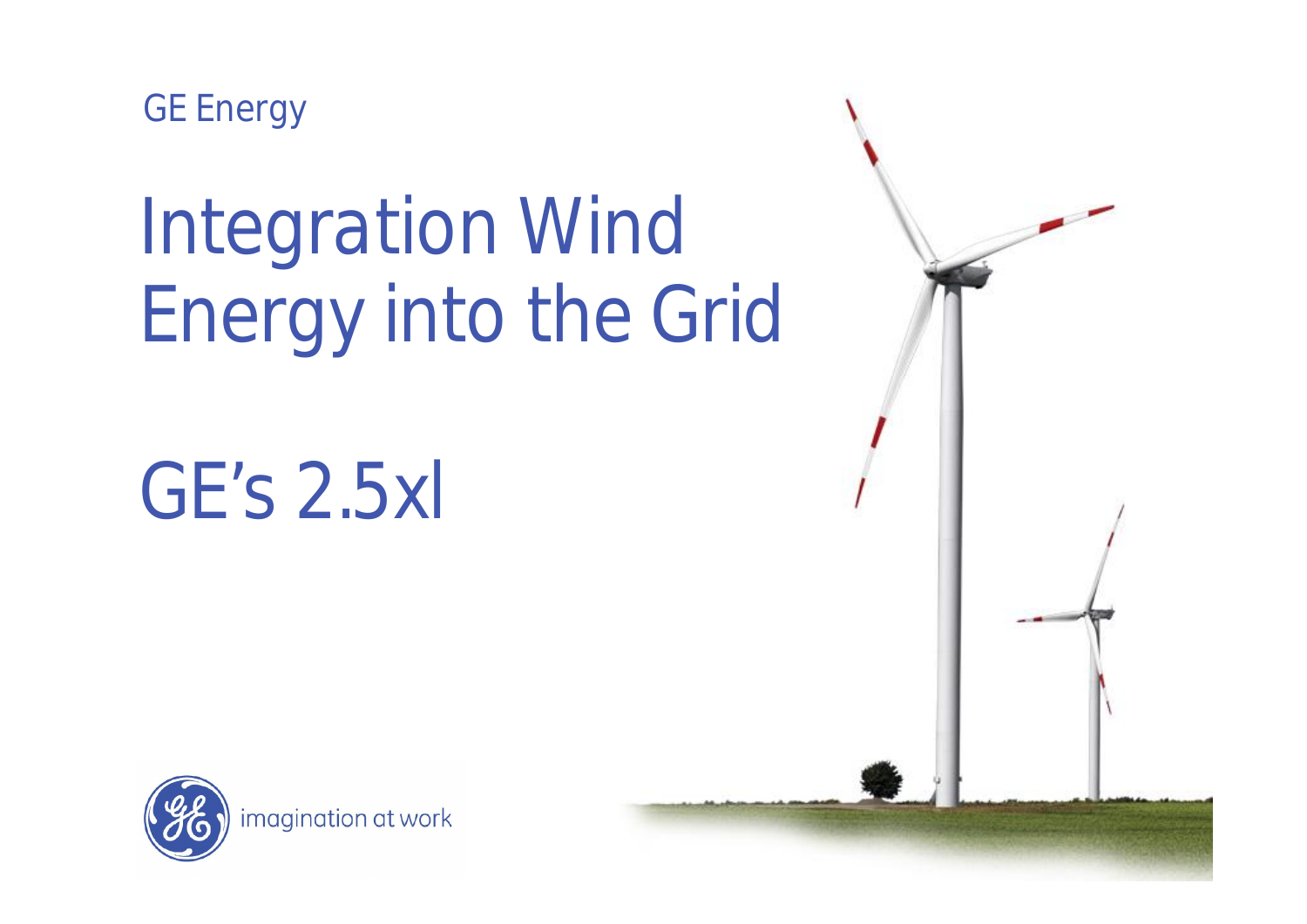GE Energy

# Integration Wind Energy into the Grid

# GE's 2.5xl

imagination at work